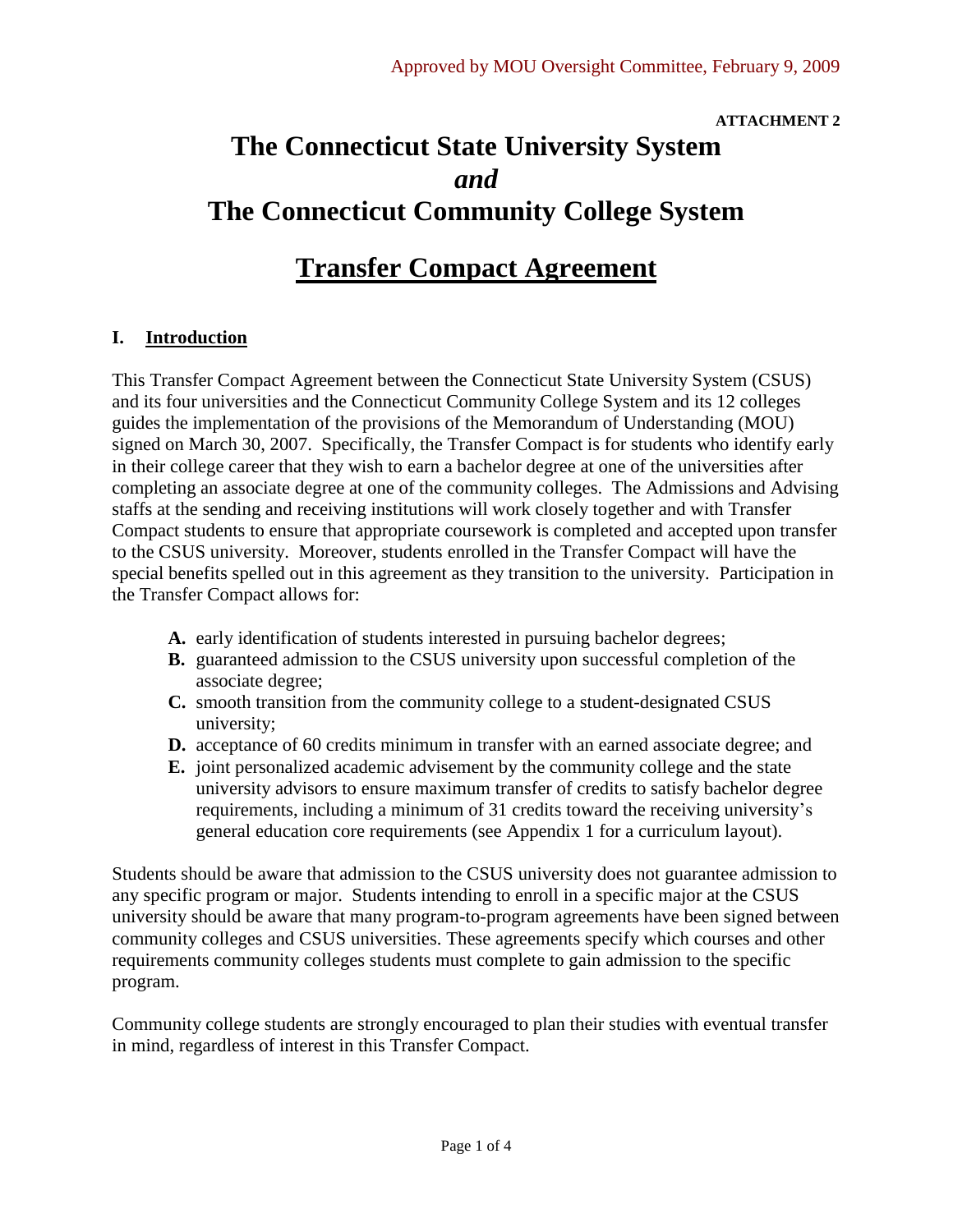Approved by MOU Oversight Committee, February 9, 2009

**ATTACHMENT 2**

# The Connecticut State University System *and* The Connecticut Community College System

## Transfer Compact Agreement

### I. Introduction

This Transfer Compact Agreement between the Connecticut State University System (CSUS) and its four universities and the Connecticut Community College System and its 12 colleges guides the implementation of the provisions of the Memorandum of Understanding (MOU) signed on March 30, 2007. Specifically, the Transfer Compact is for students who identify early in their college career that they wish to earn a bachelor degree at one of the universities after completing an associate degree at one of the community colleges. The Admissions and Advising staffs at the sending and receiving institutions will work closely together and with Transfer Compact students to ensure that appropriate coursework is completed and accepted upon transfer to the CSUS university. Moreover, students enrolled in the Transfer Compact will have the special benefits spelled out in this agreement as they transition to the university. Participation in the Transfer Compact allows for:

- **A.** early identification of students interested in pursuing bachelor degrees;
- **B.** guaranteed admission to the CSUS university upon successful completion of the associate degree;
- **C.** smooth transition from the community college to a student-designated CSUS university;
- **D.** acceptance of 60 credits minimum in transfer with an earned associate degree; and
- **E.** joint personalized academic advisement by the community college and the state university advisors to ensure maximum transfer of credits to satisfy bachelor degree requirements, including a minimum of 31 credits toward the receiving university's general education core requirements (see Appendix 1 for a curriculum layout).

Students should be aware that admission to the CSUS university does not guarantee admission to any specific program or major. Students intending to enroll in a specific major at the CSUS university should be aware that many program-to-program agreements have been signed between community colleges and CSUS universities. These agreements specify which courses and other requirements community colleges students must complete to gain admission to the specific program.

Community college students are strongly encouraged to plan their studies with eventual transfer in mind, regardless of interest in this Transfer Compact.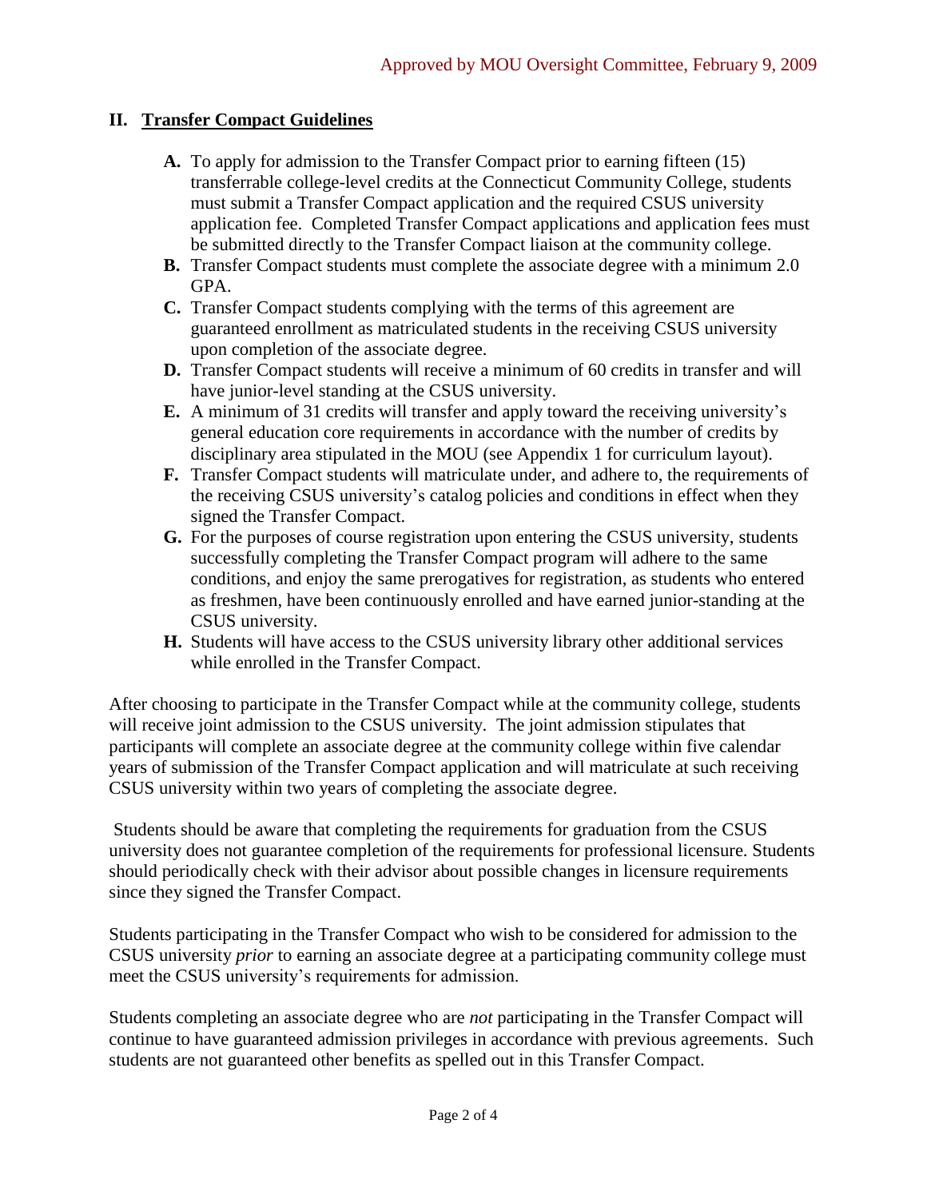Approved by MOU Oversight Committee, February 9, 2009

## II. Transfer Compact Guidelines

- **A.** To apply for admission to the Transfer Compact prior to earning fifteen (15) transferrable college-level credits at the Connecticut Community College, students must submit a Transfer Compact application and the required CSUS university application fee. Completed Transfer Compact applications and application fees must be submitted directly to the Transfer Compact liaison at the community college.
- **B.** Transfer Compact students must complete the associate degree with a minimum 2.0 GPA.
- **C.** Transfer Compact students complying with the terms of this agreement are guaranteed enrollment as matriculated students in the receiving CSUS university upon completion of the associate degree.
- **D.** Transfer Compact students will receive a minimum of 60 credits in transfer and will have junior-level standing at the CSUS university.
- **E.** A minimum of 31 credits will transfer and apply toward the receiving university's general education core requirements in accordance with the number of credits by disciplinary area stipulated in the MOU (see Appendix 1 for curriculum layout).
- **F.** Transfer Compact students will matriculate under, and adhere to, the requirements of the receiving CSUS university's catalog policies and conditions in effect when they signed the Transfer Compact.
- **G.** For the purposes of course registration upon entering the CSUS university, students successfully completing the Transfer Compact program will adhere to the same conditions, and enjoy the same prerogatives for registration, as students who entered as freshmen, have been continuously enrolled and have earned junior-standing at the CSUS university.
- **H.** Students will have access to the CSUS university library other additional services while enrolled in the Transfer Compact.

After choosing to participate in the Transfer Compact while at the community college, students will receive joint admission to the CSUS university. The joint admission stipulates that participants will complete an associate degree at the community college within five calendar years of submission of the Transfer Compact application and will matriculate at such receiving CSUS university within two years of completing the associate degree.

Students should be aware that completing the requirements for graduation from the CSUS university does not guarantee completion of the requirements for professional licensure. Students should periodically check with their advisor about possible changes in licensure requirements since they signed the Transfer Compact.

Students participating in the Transfer Compact who wish to be considered for admission to the CSUS university *prior* to earning an associate degree at a participating community college must meet the CSUS university's requirements for admission.

Students completing an associate degree who are *not* participating in the Transfer Compact will continue to have guaranteed admission privileges in accordance with previous agreements. Such students are not guaranteed other benefits as spelled out in this Transfer Compact.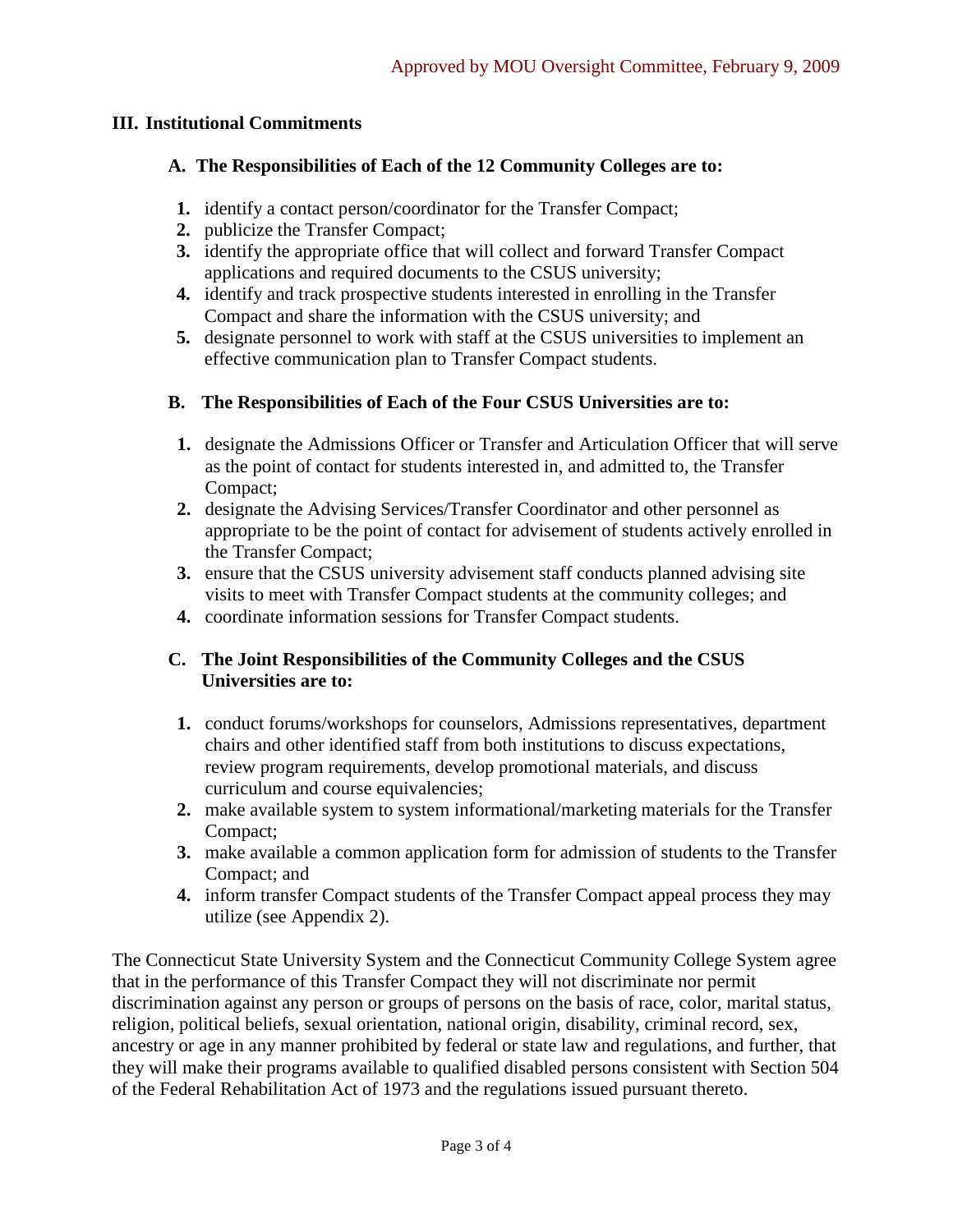## III. Institutional Commitments

### A. The Responsibilities of Each of the 12 Community Colleges are to:

1. identify a contact person/coordinator for the Transfer Compact;
2. publicize the Transfer Compact;
3. identify the appropriate office that will collect and forward Transfer Compact applications and required documents to the CSUS university;
4. identify and track prospective students interested in enrolling in the Transfer Compact and share the information with the CSUS university; and
5. designate personnel to work with staff at the CSUS universities to implement an effective communication plan to Transfer Compact students.

### B. The Responsibilities of Each of the Four CSUS Universities are to:

1. designate the Admissions Officer or Transfer and Articulation Officer that will serve as the point of contact for students interested in, and admitted to, the Transfer Compact;
2. designate the Advising Services/Transfer Coordinator and other personnel as appropriate to be the point of contact for advisement of students actively enrolled in the Transfer Compact;
3. ensure that the CSUS university advisement staff conducts planned advising site visits to meet with Transfer Compact students at the community colleges; and
4. coordinate information sessions for Transfer Compact students.

### C. The Joint Responsibilities of the Community Colleges and the CSUS Universities are to:

1. conduct forums/workshops for counselors, Admissions representatives, department chairs and other identified staff from both institutions to discuss expectations, review program requirements, develop promotional materials, and discuss curriculum and course equivalencies;
2. make available system to system informational/marketing materials for the Transfer Compact;
3. make available a common application form for admission of students to the Transfer Compact; and
4. inform transfer Compact students of the Transfer Compact appeal process they may utilize (see Appendix 2).

The Connecticut State University System and the Connecticut Community College System agree that in the performance of this Transfer Compact they will not discriminate nor permit discrimination against any person or groups of persons on the basis of race, color, marital status, religion, political beliefs, sexual orientation, national origin, disability, criminal record, sex, ancestry or age in any manner prohibited by federal or state law and regulations, and further, that they will make their programs available to qualified disabled persons consistent with Section 504 of the Federal Rehabilitation Act of 1973 and the regulations issued pursuant thereto.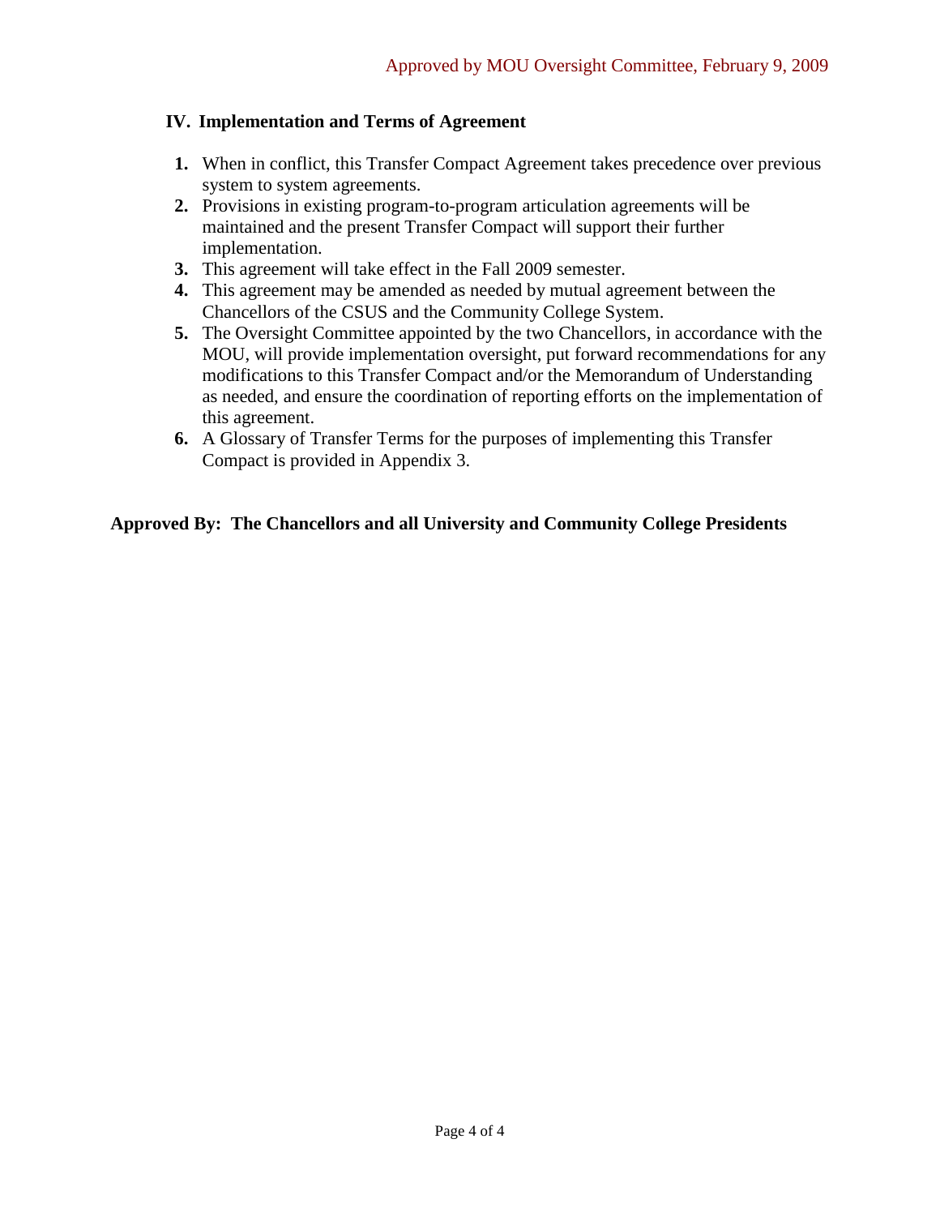## IV. Implementation and Terms of Agreement

1. When in conflict, this Transfer Compact Agreement takes precedence over previous system to system agreements.
2. Provisions in existing program-to-program articulation agreements will be maintained and the present Transfer Compact will support their further implementation.
3. This agreement will take effect in the Fall 2009 semester.
4. This agreement may be amended as needed by mutual agreement between the Chancellors of the CSUS and the Community College System.
5. The Oversight Committee appointed by the two Chancellors, in accordance with the MOU, will provide implementation oversight, put forward recommendations for any modifications to this Transfer Compact and/or the Memorandum of Understanding as needed, and ensure the coordination of reporting efforts on the implementation of this agreement.
6. A Glossary of Transfer Terms for the purposes of implementing this Transfer Compact is provided in Appendix 3.

**Approved By: The Chancellors and all University and Community College Presidents**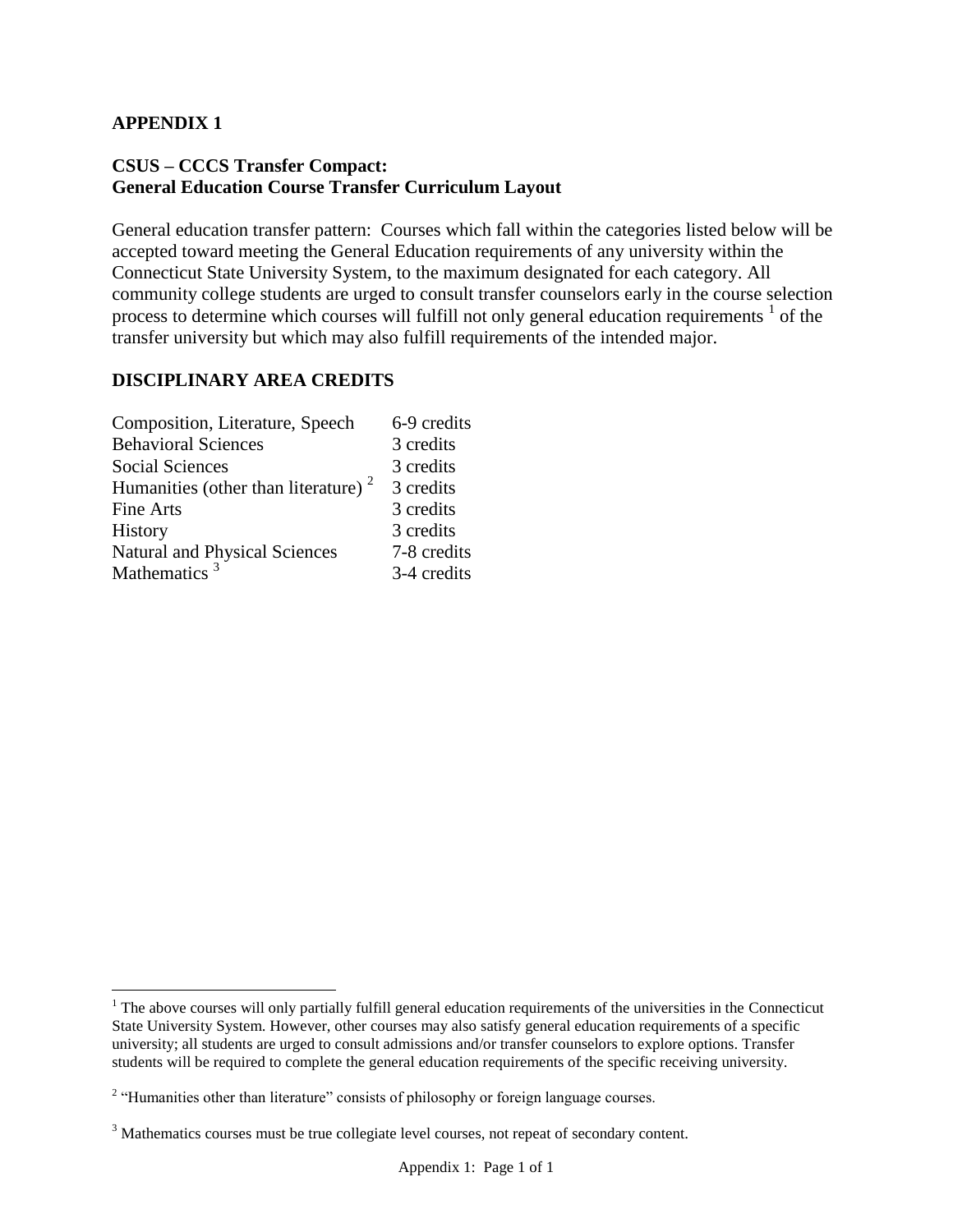# APPENDIX 1

## CSUS – CCCS Transfer Compact: General Education Course Transfer Curriculum Layout

General education transfer pattern: Courses which fall within the categories listed below will be accepted toward meeting the General Education requirements of any university within the Connecticut State University System, to the maximum designated for each category. All community college students are urged to consult transfer counselors early in the course selection process to determine which courses will fulfill not only general education requirements [1] of the transfer university but which may also fulfill requirements of the intended major.

## DISCIPLINARY AREA CREDITS

| | |
|---|---|
| Composition, Literature, Speech | 6-9 credits |
| Behavioral Sciences | 3 credits |
| Social Sciences | 3 credits |
| Humanities (other than literature) [2] | 3 credits |
| Fine Arts | 3 credits |
| History | 3 credits |
| Natural and Physical Sciences | 7-8 credits |
| Mathematics [3] | 3-4 credits |

[1] The above courses will only partially fulfill general education requirements of the universities in the Connecticut State University System. However, other courses may also satisfy general education requirements of a specific university; all students are urged to consult admissions and/or transfer counselors to explore options. Transfer students will be required to complete the general education requirements of the specific receiving university.

[2] "Humanities other than literature" consists of philosophy or foreign language courses.

[3] Mathematics courses must be true collegiate level courses, not repeat of secondary content.